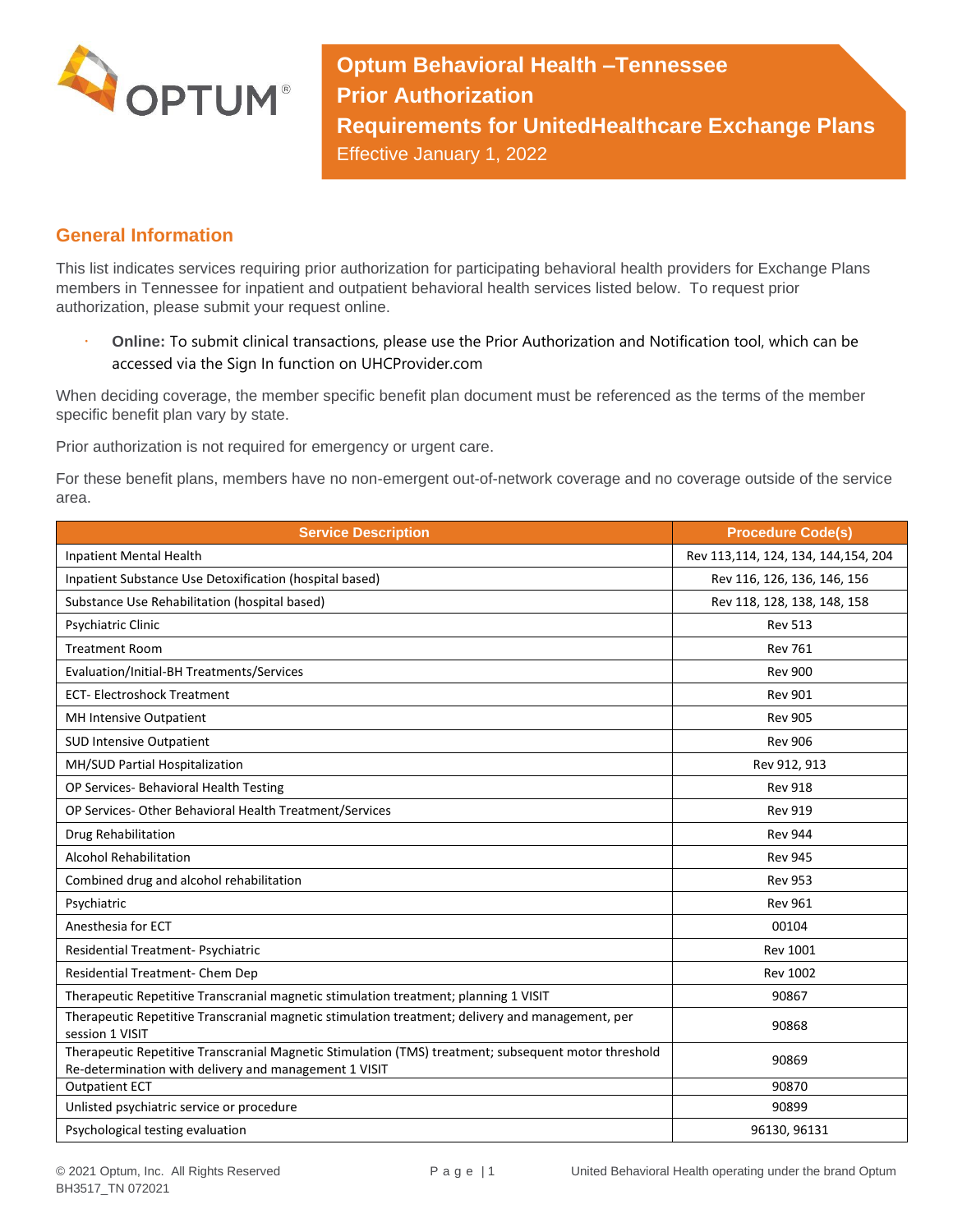# Optum Behavioral Health –Tennessee Prior Authorization Requirements for UnitedHealthcare Exchange Plans

Effective January 1, 2022

## General Information

This list indicates services requiring prior authorization for participating behavioral health providers for Exchange Plans members in Tennessee for inpatient and outpatient behavioral health services listed below. To request prior authorization, please submit your request online.

- **Online:** To submit clinical transactions, please use the Prior Authorization and Notification tool, which can be accessed via the Sign In function on UHCProvider.com

When deciding coverage, the member specific benefit plan document must be referenced as the terms of the member specific benefit plan vary by state.

Prior authorization is not required for emergency or urgent care.

For these benefit plans, members have no non-emergent out-of-network coverage and no coverage outside of the service area.

| Service Description | Procedure Code(s) |
|---|---|
| Inpatient Mental Health | Rev 113,114, 124, 134, 144,154, 204 |
| Inpatient Substance Use Detoxification (hospital based) | Rev 116, 126, 136, 146, 156 |
| Substance Use Rehabilitation (hospital based) | Rev 118, 128, 138, 148, 158 |
| Psychiatric Clinic | Rev 513 |
| Treatment Room | Rev 761 |
| Evaluation/Initial-BH Treatments/Services | Rev 900 |
| ECT- Electroshock Treatment | Rev 901 |
| MH Intensive Outpatient | Rev 905 |
| SUD Intensive Outpatient | Rev 906 |
| MH/SUD Partial Hospitalization | Rev 912, 913 |
| OP Services- Behavioral Health Testing | Rev 918 |
| OP Services- Other Behavioral Health Treatment/Services | Rev 919 |
| Drug Rehabilitation | Rev 944 |
| Alcohol Rehabilitation | Rev 945 |
| Combined drug and alcohol rehabilitation | Rev 953 |
| Psychiatric | Rev 961 |
| Anesthesia for ECT | 00104 |
| Residential Treatment- Psychiatric | Rev 1001 |
| Residential Treatment- Chem Dep | Rev 1002 |
| Therapeutic Repetitive Transcranial magnetic stimulation treatment; planning 1 VISIT | 90867 |
| Therapeutic Repetitive Transcranial magnetic stimulation treatment; delivery and management, per session 1 VISIT | 90868 |
| Therapeutic Repetitive Transcranial Magnetic Stimulation (TMS) treatment; subsequent motor threshold Re-determination with delivery and management 1 VISIT | 90869 |
| Outpatient ECT | 90870 |
| Unlisted psychiatric service or procedure | 90899 |
| Psychological testing evaluation | 96130, 96131 |

© 2021 Optum, Inc. All Rights Reserved
BH3517_TN 072021

United Behavioral Health operating under the brand Optum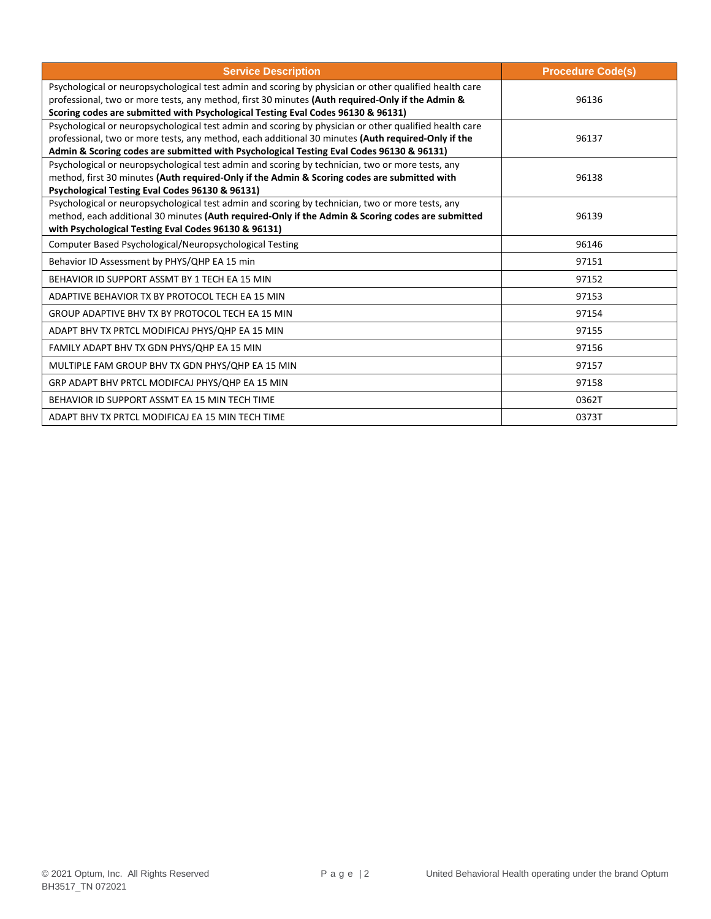| Service Description | Procedure Code(s) |
|---|---|
| Psychological or neuropsychological test admin and scoring by physician or other qualified health care professional, two or more tests, any method, first 30 minutes **(Auth required-Only if the Admin & Scoring codes are submitted with Psychological Testing Eval Codes 96130 & 96131)** | 96136 |
| Psychological or neuropsychological test admin and scoring by physician or other qualified health care professional, two or more tests, any method, each additional 30 minutes **(Auth required-Only if the Admin & Scoring codes are submitted with Psychological Testing Eval Codes 96130 & 96131)** | 96137 |
| Psychological or neuropsychological test admin and scoring by technician, two or more tests, any method, first 30 minutes **(Auth required-Only if the Admin & Scoring codes are submitted with Psychological Testing Eval Codes 96130 & 96131)** | 96138 |
| Psychological or neuropsychological test admin and scoring by technician, two or more tests, any method, each additional 30 minutes **(Auth required-Only if the Admin & Scoring codes are submitted with Psychological Testing Eval Codes 96130 & 96131)** | 96139 |
| Computer Based Psychological/Neuropsychological Testing | 96146 |
| Behavior ID Assessment by PHYS/QHP EA 15 min | 97151 |
| BEHAVIOR ID SUPPORT ASSMT BY 1 TECH EA 15 MIN | 97152 |
| ADAPTIVE BEHAVIOR TX BY PROTOCOL TECH EA 15 MIN | 97153 |
| GROUP ADAPTIVE BHV TX BY PROTOCOL TECH EA 15 MIN | 97154 |
| ADAPT BHV TX PRTCL MODIFICAJ PHYS/QHP EA 15 MIN | 97155 |
| FAMILY ADAPT BHV TX GDN PHYS/QHP EA 15 MIN | 97156 |
| MULTIPLE FAM GROUP BHV TX GDN PHYS/QHP EA 15 MIN | 97157 |
| GRP ADAPT BHV PRTCL MODIFCAJ PHYS/QHP EA 15 MIN | 97158 |
| BEHAVIOR ID SUPPORT ASSMT EA 15 MIN TECH TIME | 0362T |
| ADAPT BHV TX PRTCL MODIFICAJ EA 15 MIN TECH TIME | 0373T |

© 2021 Optum, Inc. All Rights Reserved
BH3517_TN 072021

United Behavioral Health operating under the brand Optum